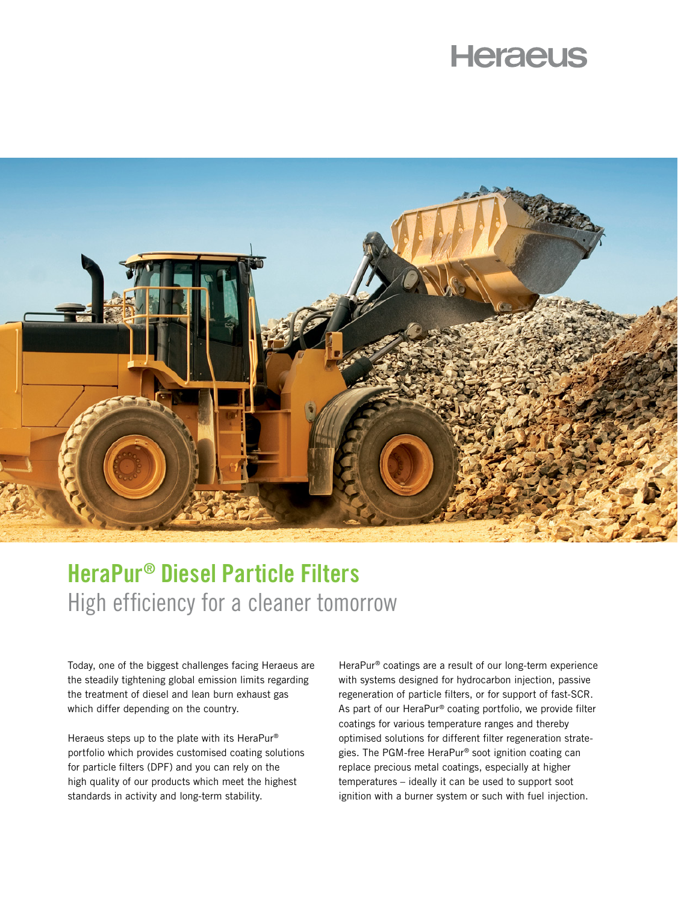Heraeus

# HeraPur® Diesel Particle Filters

## High efficiency for a cleaner tomorrow

Today, one of the biggest challenges facing Heraeus are the steadily tightening global emission limits regarding the treatment of diesel and lean burn exhaust gas which differ depending on the country.

Heraeus steps up to the plate with its HeraPur® portfolio which provides customised coating solutions for particle filters (DPF) and you can rely on the high quality of our products which meet the highest standards in activity and long-term stability.

HeraPur® coatings are a result of our long-term experience with systems designed for hydrocarbon injection, passive regeneration of particle filters, or for support of fast-SCR. As part of our HeraPur® coating portfolio, we provide filter coatings for various temperature ranges and thereby optimised solutions for different filter regeneration strategies. The PGM-free HeraPur® soot ignition coating can replace precious metal coatings, especially at higher temperatures – ideally it can be used to support soot ignition with a burner system or such with fuel injection.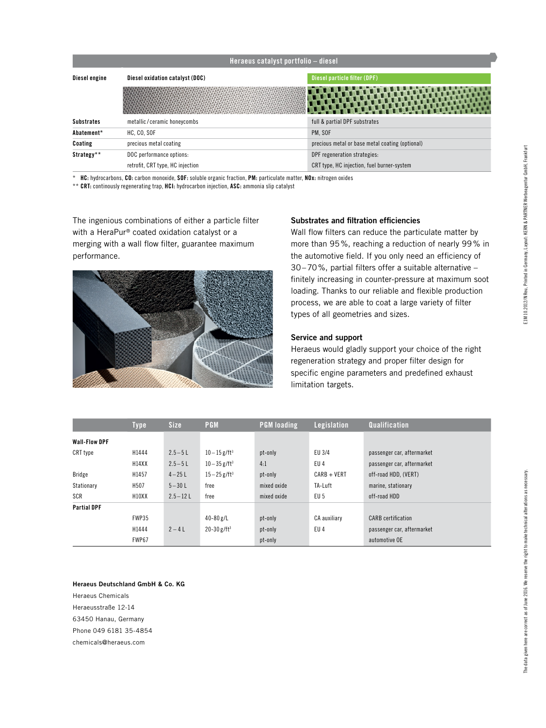## Heraeus catalyst portfolio – diesel

| Diesel engine | Diesel oxidation catalyst (DOC) | Diesel particle filter (DPF) |
|---|---|---|
| **Substrates** | metallic / ceramic honeycombs | full & partial DPF substrates |
| **Abatement*** | HC, CO, SOF | PM, SOF |
| **Coating** | precious metal coating | precious metal or base metal coating (optional) |
| **Strategy**** | DOC performance options: | DPF regeneration strategies: |
| | retrofit, CRT type, HC injection | CRT type, HC injection, fuel burner-system |

\* **HC:** hydrocarbons, **CO:** carbon monoxide, **SOF:** soluble organic fraction, **PM:** particulate matter, **NOx:** nitrogen oxides
\** **CRT:** continously regenerating trap, **HCI:** hydrocarbon injection, **ASC:** ammonia slip catalyst

The ingenious combinations of either a particle filter with a HeraPur® coated oxidation catalyst or a merging with a wall flow filter, guarantee maximum performance.

### Substrates and filtration efficiencies

Wall flow filters can reduce the particulate matter by more than 95 %, reaching a reduction of nearly 99 % in the automotive field. If you only need an efficiency of 30 – 70 %, partial filters offer a suitable alternative – finitely increasing in counter-pressure at maximum soot loading. Thanks to our reliable and flexible production process, we are able to coat a large variety of filter types of all geometries and sizes.

### Service and support

Heraeus would gladly support your choice of the right regeneration strategy and proper filter design for specific engine parameters and predefined exhaust limitation targets.

| | Type | Size | PGM | PGM loading | Legislation | Qualification |
|---|---|---|---|---|---|---|
| **Wall-Flow DPF** | | | | | | |
| CRT type | H1444 | 2.5 – 5 L | 10 – 15 g/ft³ | pt-only | EU 3/4 | passenger car, aftermarket |
| | H14XX | 2.5 – 5 L | 10 – 35 g/ft³ | 4:1 | EU 4 | passenger car, aftermarket |
| Bridge | H1457 | 4 – 25 L | 15 – 25 g/ft³ | pt-only | CARB + VERT | off-road HDD, (VERT) |
| Stationary | H507 | 5 – 30 L | free | mixed oxide | TA-Luft | marine, stationary |
| SCR | H10XX | 2.5 – 12 L | free | mixed oxide | EU 5 | off-road HDD |
| **Partial DPF** | | | | | | |
| | FWP35 | | 40-80 g/L | pt-only | CA auxiliary | CARB certification |
| | H1444 | 2 – 4 L | 20-30 g/ft³ | pt-only | EU 4 | passenger car, aftermarket |
| | FWP67 | | | pt-only | | automotive OE |

**Heraeus Deutschland GmbH & Co. KG**
Heraeus Chemicals
Heraeusstraße 12-14
63450 Hanau, Germany
Phone 049 6181 35-4854
chemicals@heraeus.com

E1M10.2012/N Reu, Printed in Germany, Layout: KERN & PARTNER Werbeagentur GmbH, Frankfurt

The data given here are correct as of June 2016. We reserve the right to make technical alterations as necessary.